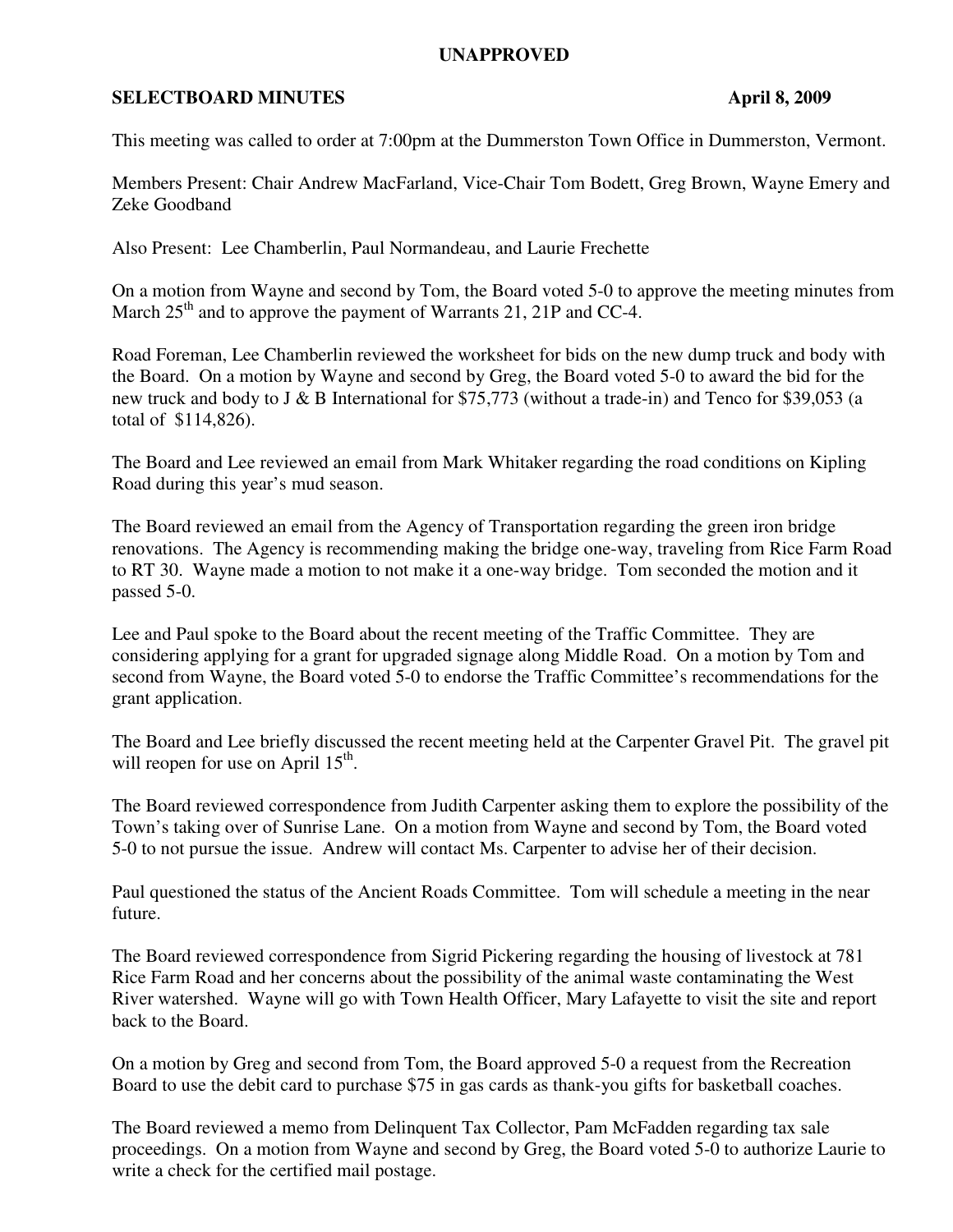**UNAPPROVED**

**SELECTBOARD MINUTES April 8, 2009**

This meeting was called to order at 7:00pm at the Dummerston Town Office in Dummerston, Vermont.

Members Present: Chair Andrew MacFarland, Vice-Chair Tom Bodett, Greg Brown, Wayne Emery and Zeke Goodband

Also Present: Lee Chamberlin, Paul Normandeau, and Laurie Frechette

On a motion from Wayne and second by Tom, the Board voted 5-0 to approve the meeting minutes from March 25th and to approve the payment of Warrants 21, 21P and CC-4.

Road Foreman, Lee Chamberlin reviewed the worksheet for bids on the new dump truck and body with the Board. On a motion by Wayne and second by Greg, the Board voted 5-0 to award the bid for the new truck and body to J & B International for $75,773 (without a trade-in) and Tenco for $39,053 (a total of $114,826).

The Board and Lee reviewed an email from Mark Whitaker regarding the road conditions on Kipling Road during this year's mud season.

The Board reviewed an email from the Agency of Transportation regarding the green iron bridge renovations. The Agency is recommending making the bridge one-way, traveling from Rice Farm Road to RT 30. Wayne made a motion to not make it a one-way bridge. Tom seconded the motion and it passed 5-0.

Lee and Paul spoke to the Board about the recent meeting of the Traffic Committee. They are considering applying for a grant for upgraded signage along Middle Road. On a motion by Tom and second from Wayne, the Board voted 5-0 to endorse the Traffic Committee's recommendations for the grant application.

The Board and Lee briefly discussed the recent meeting held at the Carpenter Gravel Pit. The gravel pit will reopen for use on April 15th.

The Board reviewed correspondence from Judith Carpenter asking them to explore the possibility of the Town's taking over of Sunrise Lane. On a motion from Wayne and second by Tom, the Board voted 5-0 to not pursue the issue. Andrew will contact Ms. Carpenter to advise her of their decision.

Paul questioned the status of the Ancient Roads Committee. Tom will schedule a meeting in the near future.

The Board reviewed correspondence from Sigrid Pickering regarding the housing of livestock at 781 Rice Farm Road and her concerns about the possibility of the animal waste contaminating the West River watershed. Wayne will go with Town Health Officer, Mary Lafayette to visit the site and report back to the Board.

On a motion by Greg and second from Tom, the Board approved 5-0 a request from the Recreation Board to use the debit card to purchase $75 in gas cards as thank-you gifts for basketball coaches.

The Board reviewed a memo from Delinquent Tax Collector, Pam McFadden regarding tax sale proceedings. On a motion from Wayne and second by Greg, the Board voted 5-0 to authorize Laurie to write a check for the certified mail postage.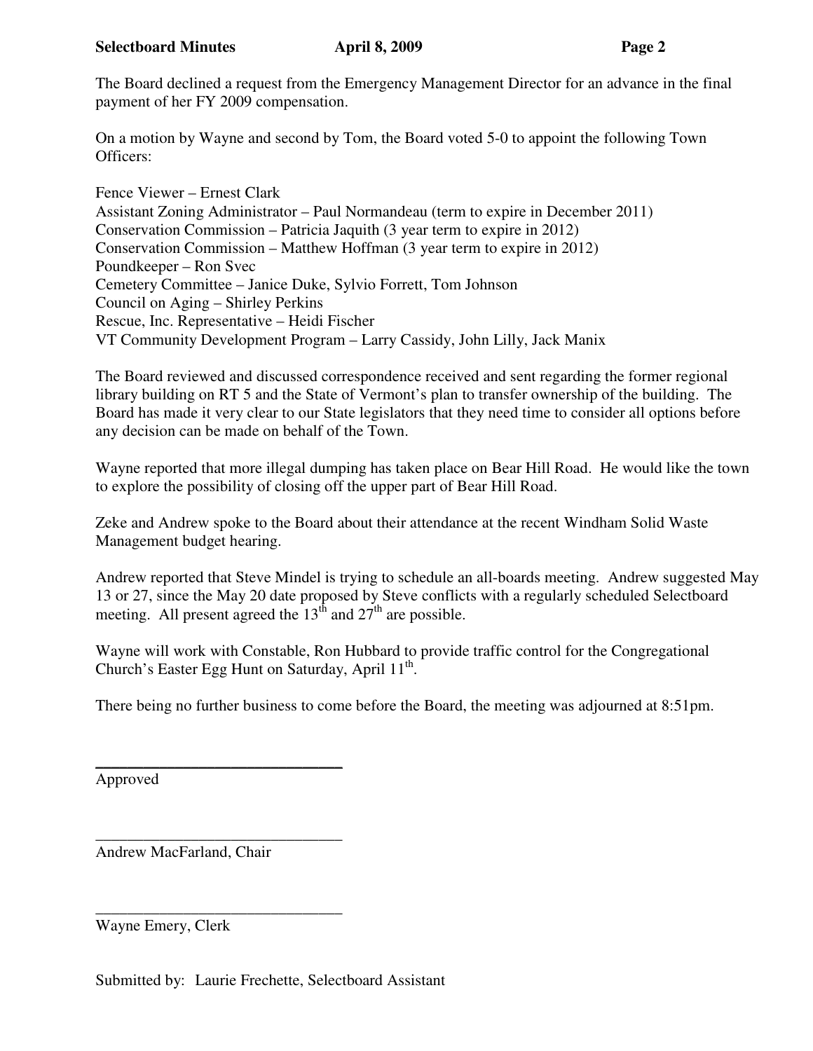The Board declined a request from the Emergency Management Director for an advance in the final payment of her FY 2009 compensation.

On a motion by Wayne and second by Tom, the Board voted 5-0 to appoint the following Town Officers:

Fence Viewer – Ernest Clark
Assistant Zoning Administrator – Paul Normandeau (term to expire in December 2011)
Conservation Commission – Patricia Jaquith (3 year term to expire in 2012)
Conservation Commission – Matthew Hoffman (3 year term to expire in 2012)
Poundkeeper – Ron Svec
Cemetery Committee – Janice Duke, Sylvio Forrett, Tom Johnson
Council on Aging – Shirley Perkins
Rescue, Inc. Representative – Heidi Fischer
VT Community Development Program – Larry Cassidy, John Lilly, Jack Manix

The Board reviewed and discussed correspondence received and sent regarding the former regional library building on RT 5 and the State of Vermont's plan to transfer ownership of the building. The Board has made it very clear to our State legislators that they need time to consider all options before any decision can be made on behalf of the Town.

Wayne reported that more illegal dumping has taken place on Bear Hill Road. He would like the town to explore the possibility of closing off the upper part of Bear Hill Road.

Zeke and Andrew spoke to the Board about their attendance at the recent Windham Solid Waste Management budget hearing.

Andrew reported that Steve Mindel is trying to schedule an all-boards meeting. Andrew suggested May 13 or 27, since the May 20 date proposed by Steve conflicts with a regularly scheduled Selectboard meeting. All present agreed the 13th and 27th are possible.

Wayne will work with Constable, Ron Hubbard to provide traffic control for the Congregational Church's Easter Egg Hunt on Saturday, April 11th.

There being no further business to come before the Board, the meeting was adjourned at 8:51pm.

\_\_\_\_\_\_\_\_\_\_\_\_\_\_\_\_\_\_\_\_\_\_\_\_\_\_\_\_\_\_
Approved

\_\_\_\_\_\_\_\_\_\_\_\_\_\_\_\_\_\_\_\_\_\_\_\_\_\_\_\_\_\_
Andrew MacFarland, Chair

\_\_\_\_\_\_\_\_\_\_\_\_\_\_\_\_\_\_\_\_\_\_\_\_\_\_\_\_\_\_
Wayne Emery, Clerk

Submitted by: Laurie Frechette, Selectboard Assistant